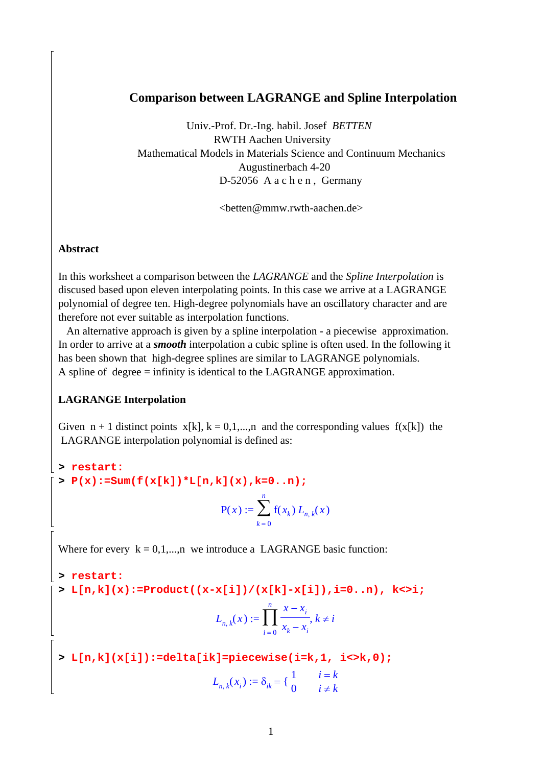# Comparison between LAGRANGE and Spline Interpolation

Univ.-Prof. Dr.-Ing. habil. Josef *BETTEN*
RWTH Aachen University
Mathematical Models in Materials Science and Continuum Mechanics
Augustinerbach 4-20
D-52056 A a c h e n , Germany

<betten@mmw.rwth-aachen.de>

## Abstract

In this worksheet a comparison between the *LAGRANGE* and the *Spline Interpolation* is discused based upon eleven interpolating points. In this case we arrive at a LAGRANGE polynomial of degree ten. High-degree polynomials have an oscillatory character and are therefore not ever suitable as interpolation functions.

An alternative approach is given by a spline interpolation - a piecewise approximation. In order to arrive at a ***smooth*** interpolation a cubic spline is often used. In the following it has been shown that high-degree splines are similar to LAGRANGE polynomials. A spline of degree = infinity is identical to the LAGRANGE approximation.

## LAGRANGE Interpolation

Given n + 1 distinct points x[k], k = 0,1,...,n and the corresponding values f(x[k]) the LAGRANGE interpolation polynomial is defined as:

```
> restart:
> P(x):=Sum(f(x[k])*L[n,k](x),k=0..n);
```

$$\mathrm{P}(x) := \sum_{k=0}^{n} \mathrm{f}(x_k)\, L_{n,k}(x)$$

Where for every k = 0,1,...,n we introduce a LAGRANGE basic function:

```
> restart:
> L[n,k](x):=Product((x-x[i])/(x[k]-x[i]),i=0..n), k<>i;
```

$$L_{n,k}(x) := \prod_{i=0}^{n} \frac{x - x_i}{x_k - x_i},\ k \neq i$$

```
> L[n,k](x[i]):=delta[ik]=piecewise(i=k,1, i<>k,0);
```

$$L_{n,k}(x_i) := \delta_{ik} = \begin{cases} 1 & i = k \\ 0 & i \neq k \end{cases}$$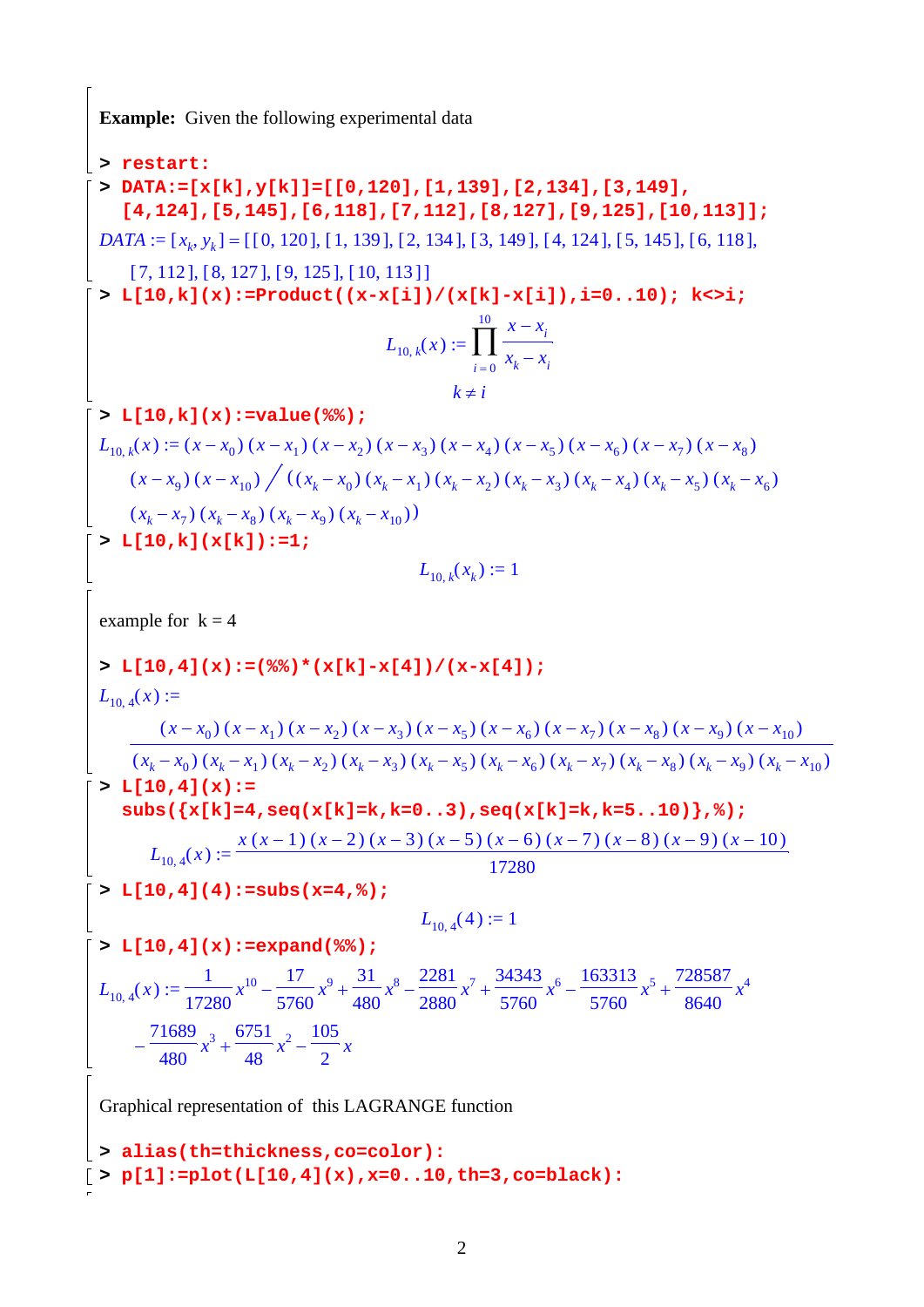**Example:** Given the following experimental data

```
> restart:
> DATA:=[x[k],y[k]]=[[0,120],[1,139],[2,134],[3,149],
  [4,124],[5,145],[6,118],[7,112],[8,127],[9,125],[10,113]];
```

$$DATA := [x_k, y_k] = [[0, 120], [1, 139], [2, 134], [3, 149], [4, 124], [5, 145], [6, 118], [7, 112], [8, 127], [9, 125], [10, 113]]$$

```
> L[10,k](x):=Product((x-x[i])/(x[k]-x[i]),i=0..10); k<>i;
```

$$L_{10,k}(x) := \prod_{i=0}^{10} \frac{x - x_i}{x_k - x_i}$$

$$k \neq i$$

```
> L[10,k](x):=value(%%);
```

$$L_{10,k}(x) := (x - x_0)(x - x_1)(x - x_2)(x - x_3)(x - x_4)(x - x_5)(x - x_6)(x - x_7)(x - x_8)(x - x_9)(x - x_{10}) \Big/ ((x_k - x_0)(x_k - x_1)(x_k - x_2)(x_k - x_3)(x_k - x_4)(x_k - x_5)(x_k - x_6)(x_k - x_7)(x_k - x_8)(x_k - x_9)(x_k - x_{10}))$$

```
> L[10,k](x[k]):=1;
```

$$L_{10,k}(x_k) := 1$$

example for k = 4

```
> L[10,4](x):=(%%)*(x[k]-x[4])/(x-x[4]);
```

$$L_{10,4}(x) := \frac{(x - x_0)(x - x_1)(x - x_2)(x - x_3)(x - x_5)(x - x_6)(x - x_7)(x - x_8)(x - x_9)(x - x_{10})}{(x_k - x_0)(x_k - x_1)(x_k - x_2)(x_k - x_3)(x_k - x_5)(x_k - x_6)(x_k - x_7)(x_k - x_8)(x_k - x_9)(x_k - x_{10})}$$

```
> L[10,4](x):=
  subs({x[k]=4,seq(x[k]=k,k=0..3),seq(x[k]=k,k=5..10)},%);
```

$$L_{10,4}(x) := \frac{x(x-1)(x-2)(x-3)(x-5)(x-6)(x-7)(x-8)(x-9)(x-10)}{17280}$$

```
> L[10,4](4):=subs(x=4,%);
```

$$L_{10,4}(4) := 1$$

```
> L[10,4](x):=expand(%%);
```

$$L_{10,4}(x) := \frac{1}{17280}x^{10} - \frac{17}{5760}x^9 + \frac{31}{480}x^8 - \frac{2281}{2880}x^7 + \frac{34343}{5760}x^6 - \frac{163313}{5760}x^5 + \frac{728587}{8640}x^4 - \frac{71689}{480}x^3 + \frac{6751}{48}x^2 - \frac{105}{2}x$$

Graphical representation of this LAGRANGE function

```
> alias(th=thickness,co=color):
> p[1]:=plot(L[10,4](x),x=0..10,th=3,co=black):
```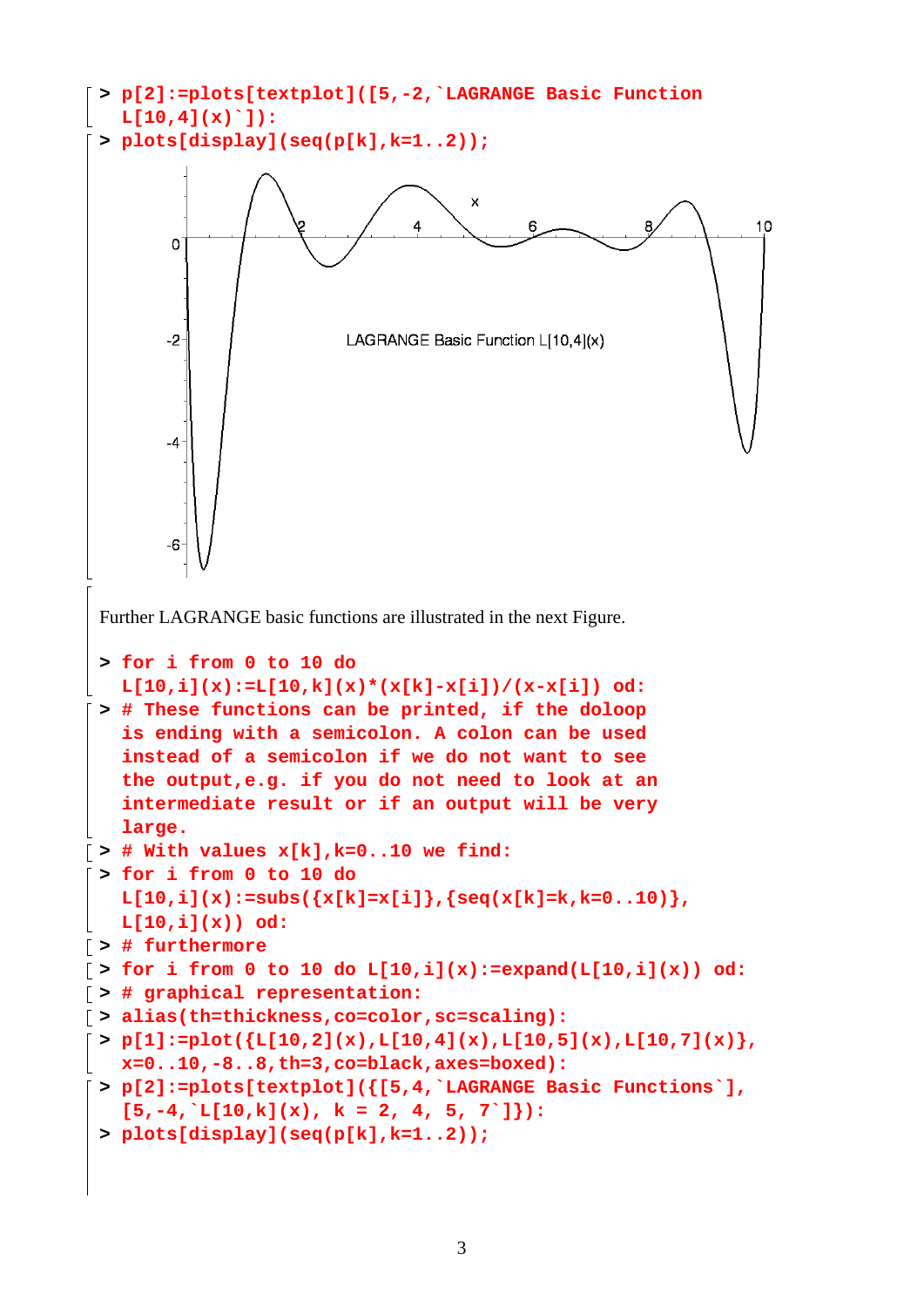```
> p[2]:=plots[textplot]([5,-2,`LAGRANGE Basic Function
  L[10,4](x)`]):
> plots[display](seq(p[k],k=1..2));
```

Further LAGRANGE basic functions are illustrated in the next Figure.

```
> for i from 0 to 10 do
  L[10,i](x):=L[10,k](x)*(x[k]-x[i])/(x-x[i]) od:
> # These functions can be printed, if the doloop
  is ending with a semicolon. A colon can be used
  instead of a semicolon if we do not want to see
  the output,e.g. if you do not need to look at an
  intermediate result or if an output will be very
  large.
> # With values x[k],k=0..10 we find:
> for i from 0 to 10 do
  L[10,i](x):=subs({x[k]=x[i]},{seq(x[k]=k,k=0..10)},
  L[10,i](x)) od:
> # furthermore
> for i from 0 to 10 do L[10,i](x):=expand(L[10,i](x)) od:
> # graphical representation:
> alias(th=thickness,co=color,sc=scaling):
> p[1]:=plot({L[10,2](x),L[10,4](x),L[10,5](x),L[10,7](x)},
  x=0..10,-8..8,th=3,co=black,axes=boxed):
> p[2]:=plots[textplot]({[5,4,`LAGRANGE Basic Functions`],
  [5,-4,`L[10,k](x), k = 2, 4, 5, 7`]}):
> plots[display](seq(p[k],k=1..2));
```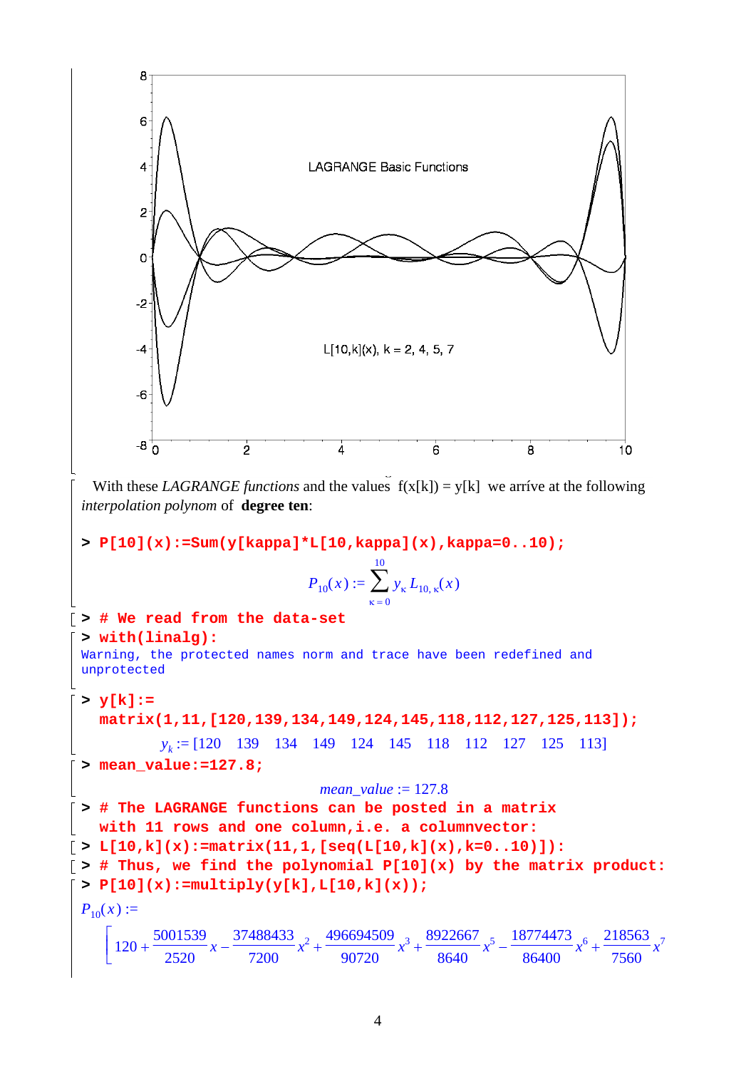LAGRANGE Basic Functions

L[10,k](x), k = 2, 4, 5, 7

With these *LAGRANGE functions* and the values f(x[k]) = y[k] we arríve at the following *interpolation polynom* of **degree ten**:

```
> P[10](x):=Sum(y[kappa]*L[10,kappa](x),kappa=0..10);
```

$$P_{10}(x) := \sum_{\kappa=0}^{10} y_{\kappa} L_{10,\kappa}(x)$$

```
> # We read from the data-set
> with(linalg):
Warning, the protected names norm and trace have been redefined and
unprotected
> y[k]:=
  matrix(1,11,[120,139,134,149,124,145,118,112,127,125,113]);
```

$$y_k := [120 \quad 139 \quad 134 \quad 149 \quad 124 \quad 145 \quad 118 \quad 112 \quad 127 \quad 125 \quad 113]$$

```
> mean_value:=127.8;
```

$$mean\_value := 127.8$$

```
> # The LAGRANGE functions can be posted in a matrix
  with 11 rows and one column,i.e. a columnvector:
> L[10,k](x):=matrix(11,1,[seq(L[10,k](x),k=0..10)]):
> # Thus, we find the polynomial P[10](x) by the matrix product:
> P[10](x):=multiply(y[k],L[10,k](x));
```

$P_{10}(x) :=$

$$\left[120 + \frac{5001539}{2520}x - \frac{37488433}{7200}x^2 + \frac{496694509}{90720}x^3 + \frac{8922667}{8640}x^5 - \frac{18774473}{86400}x^6 + \frac{218563}{7560}x^7\right.$$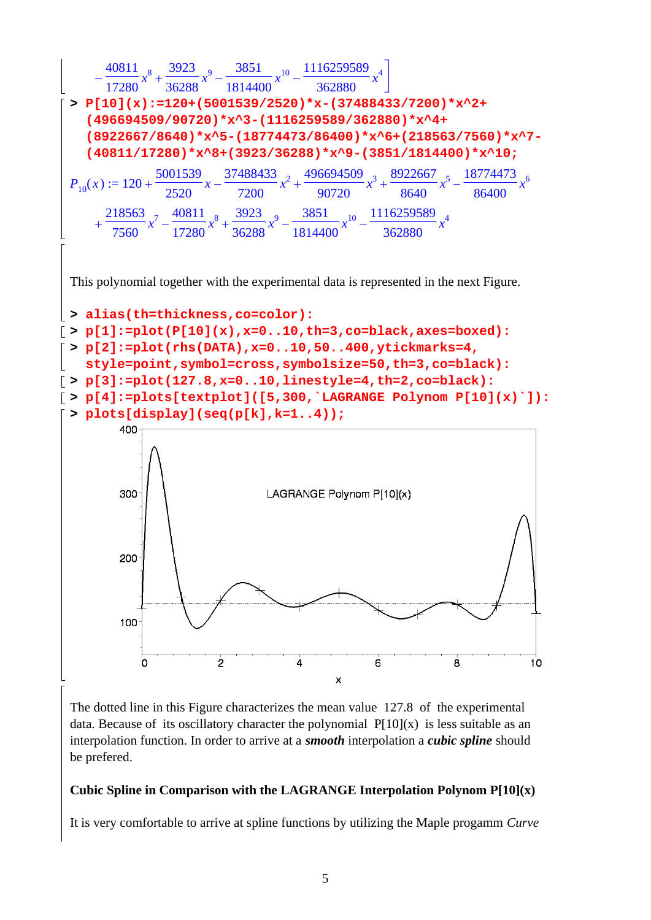$$- \frac{40811}{17280}x^8 + \frac{3923}{36288}x^9 - \frac{3851}{1814400}x^{10} - \frac{1116259589}{362880}x^4 \Big]$$

```
> P[10](x):=120+(5001539/2520)*x-(37488433/7200)*x^2+
  (496694509/90720)*x^3-(1116259589/362880)*x^4+
  (8922667/8640)*x^5-(18774473/86400)*x^6+(218563/7560)*x^7-
  (40811/17280)*x^8+(3923/36288)*x^9-(3851/1814400)*x^10;
```

$$P_{10}(x) := 120 + \frac{5001539}{2520}x - \frac{37488433}{7200}x^2 + \frac{496694509}{90720}x^3 + \frac{8922667}{8640}x^5 - \frac{18774473}{86400}x^6 + \frac{218563}{7560}x^7 - \frac{40811}{17280}x^8 + \frac{3923}{36288}x^9 - \frac{3851}{1814400}x^{10} - \frac{1116259589}{362880}x^4$$

This polynomial together with the experimental data is represented in the next Figure.

```
> alias(th=thickness,co=color):
> p[1]:=plot(P[10](x),x=0..10,th=3,co=black,axes=boxed):
> p[2]:=plot(rhs(DATA),x=0..10,50..400,ytickmarks=4,
  style=point,symbol=cross,symbolsize=50,th=3,co=black):
> p[3]:=plot(127.8,x=0..10,linestyle=4,th=2,co=black):
> p[4]:=plots[textplot]([5,300,`LAGRANGE Polynom P[10](x)`]):
> plots[display](seq(p[k],k=1..4));
```

The dotted line in this Figure characterizes the mean value 127.8 of the experimental data. Because of its oscillatory character the polynomial P[10](x) is less suitable as an interpolation function. In order to arrive at a ***smooth*** interpolation a ***cubic spline*** should be prefered.

**Cubic Spline in Comparison with the LAGRANGE Interpolation Polynom P[10](x)**

It is very comfortable to arrive at spline functions by utilizing the Maple progamm *Curve*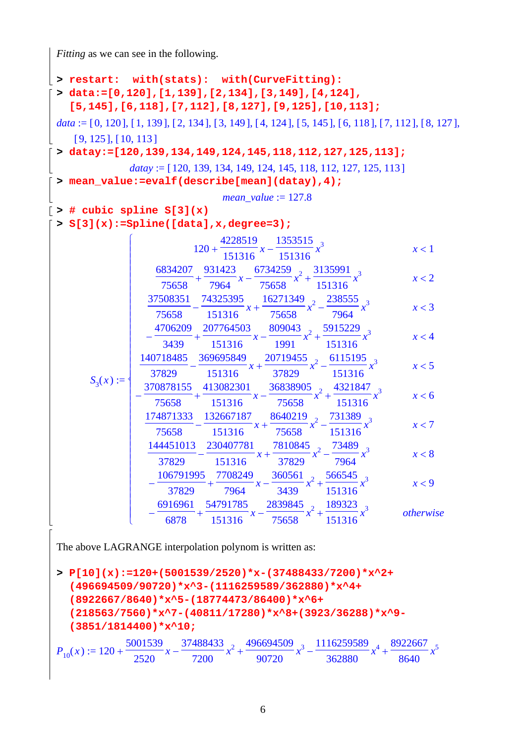*Fitting* as we can see in the following.

```
> restart:  with(stats):  with(CurveFitting):
> data:=[0,120],[1,139],[2,134],[3,149],[4,124],
  [5,145],[6,118],[7,112],[8,127],[9,125],[10,113];
```

$$data := [0,120],[1,139],[2,134],[3,149],[4,124],[5,145],[6,118],[7,112],[8,127],[9,125],[10,113]$$

```
> datay:=[120,139,134,149,124,145,118,112,127,125,113];
```

$$datay := [120, 139, 134, 149, 124, 145, 118, 112, 127, 125, 113]$$

```
> mean_value:=evalf(describe[mean](datay),4);
```

$$mean\_value := 127.8$$

```
> # cubic spline S[3](x)
> S[3](x):=Spline([data],x,degree=3);
```

$$S_3(x) := \begin{cases} 120 + \frac{4228519}{151316}x - \frac{1353515}{151316}x^3 & x < 1 \\ \frac{6834207}{75658} + \frac{931423}{7964}x - \frac{6734259}{75658}x^2 + \frac{3135991}{151316}x^3 & x < 2 \\ \frac{37508351}{75658} - \frac{74325395}{151316}x + \frac{16271349}{75658}x^2 - \frac{238555}{7964}x^3 & x < 3 \\ -\frac{4706209}{3439} + \frac{207764503}{151316}x - \frac{809043}{1991}x^2 + \frac{5915229}{151316}x^3 & x < 4 \\ \frac{140718485}{37829} - \frac{369695849}{151316}x + \frac{20719455}{37829}x^2 - \frac{6115195}{151316}x^3 & x < 5 \\ -\frac{370878155}{75658} + \frac{413082301}{151316}x - \frac{36838905}{75658}x^2 + \frac{4321847}{151316}x^3 & x < 6 \\ \frac{174871333}{75658} - \frac{132667187}{151316}x + \frac{8640219}{75658}x^2 - \frac{731389}{151316}x^3 & x < 7 \\ \frac{144451013}{37829} - \frac{230407781}{151316}x + \frac{7810845}{37829}x^2 - \frac{73489}{7964}x^3 & x < 8 \\ -\frac{106791995}{37829} + \frac{7708249}{7964}x - \frac{360561}{3439}x^2 + \frac{566545}{151316}x^3 & x < 9 \\ -\frac{6916961}{6878} + \frac{54791785}{151316}x - \frac{2839845}{75658}x^2 + \frac{189323}{151316}x^3 & otherwise \end{cases}$$

The above LAGRANGE interpolation polynom is written as:

```
> P[10](x):=120+(5001539/2520)*x-(37488433/7200)*x^2+
  (496694509/90720)*x^3-(1116259589/362880)*x^4+
  (8922667/8640)*x^5-(18774473/86400)*x^6+
  (218563/7560)*x^7-(40811/17280)*x^8+(3923/36288)*x^9-
  (3851/1814400)*x^10;
```

$$P_{10}(x) := 120 + \frac{5001539}{2520}x - \frac{37488433}{7200}x^2 + \frac{496694509}{90720}x^3 - \frac{1116259589}{362880}x^4 + \frac{8922667}{8640}x^5$$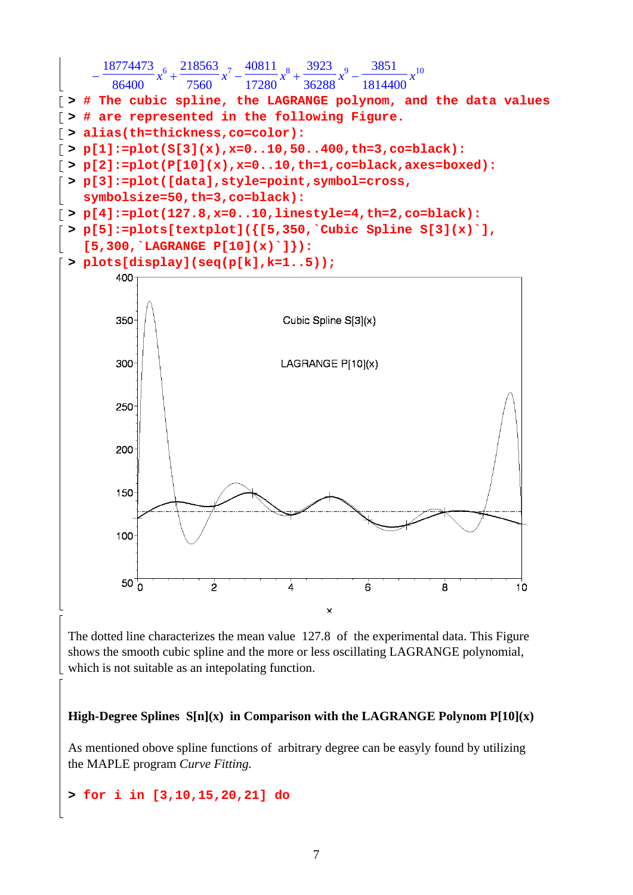$$-\frac{18774473}{86400}x^6+\frac{218563}{7560}x^7-\frac{40811}{17280}x^8+\frac{3923}{36288}x^9-\frac{3851}{1814400}x^{10}$$

```
> # The cubic spline, the LAGRANGE polynom, and the data values
> # are represented in the following Figure.
> alias(th=thickness,co=color):
> p[1]:=plot(S[3](x),x=0..10,50..400,th=3,co=black):
> p[2]:=plot(P[10](x),x=0..10,th=1,co=black,axes=boxed):
> p[3]:=plot([data],style=point,symbol=cross,
  symbolsize=50,th=3,co=black):
> p[4]:=plot(127.8,x=0..10,linestyle=4,th=2,co=black):
> p[5]:=plots[textplot]({[5,350,`Cubic Spline S[3](x)`],
  [5,300,`LAGRANGE P[10](x)`]}):
> plots[display](seq(p[k],k=1..5));
```

The dotted line characterizes the mean value 127.8 of the experimental data. This Figure shows the smooth cubic spline and the more or less oscillating LAGRANGE polynomial, which is not suitable as an intepolating function.

**High-Degree Splines S[n](x) in Comparison with the LAGRANGE Polynom P[10](x)**

As mentioned above spline functions of arbitrary degree can be easyly found by utilizing the MAPLE program *Curve Fitting.*

```
> for i in [3,10,15,20,21] do
```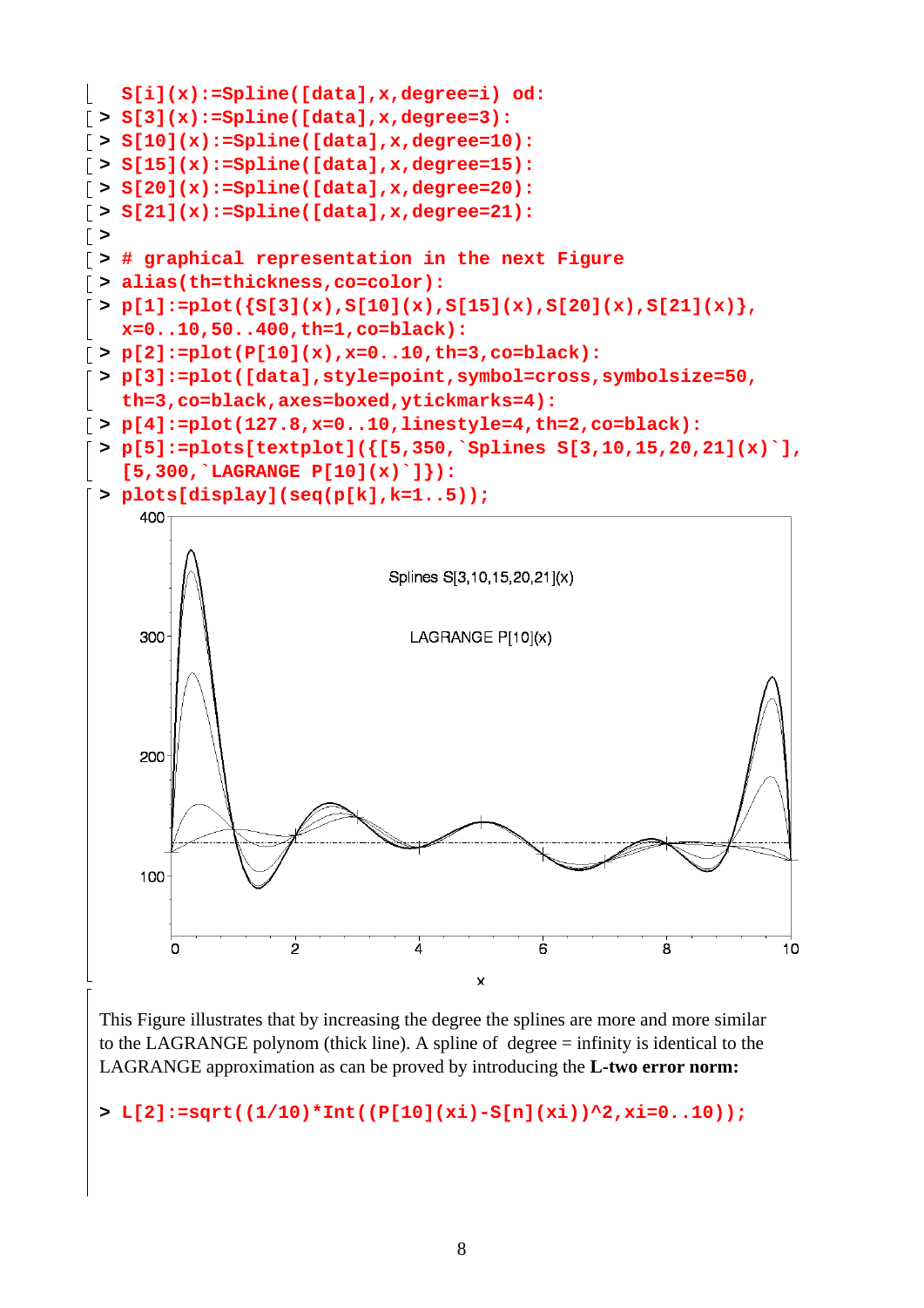```
 S[i](x):=Spline([data],x,degree=i) od:
> S[3](x):=Spline([data],x,degree=3):
> S[10](x):=Spline([data],x,degree=10):
> S[15](x):=Spline([data],x,degree=15):
> S[20](x):=Spline([data],x,degree=20):
> S[21](x):=Spline([data],x,degree=21):
>
> # graphical representation in the next Figure
> alias(th=thickness,co=color):
> p[1]:=plot({S[3](x),S[10](x),S[15](x),S[20](x),S[21](x)},
  x=0..10,50..400,th=1,co=black):
> p[2]:=plot(P[10](x),x=0..10,th=3,co=black):
> p[3]:=plot([data],style=point,symbol=cross,symbolsize=50,
  th=3,co=black,axes=boxed,ytickmarks=4):
> p[4]:=plot(127.8,x=0..10,linestyle=4,th=2,co=black):
> p[5]:=plots[textplot]({[5,350,`Splines S[3,10,15,20,21](x)`],
  [5,300,`LAGRANGE P[10](x)`]}):
> plots[display](seq(p[k],k=1..5));
```

This Figure illustrates that by increasing the degree the splines are more and more similar to the LAGRANGE polynom (thick line). A spline of degree = infinity is identical to the LAGRANGE approximation as can be proved by introducing the **L-two error norm:**

```
> L[2]:=sqrt((1/10)*Int((P[10](xi)-S[n](xi))^2,xi=0..10));
```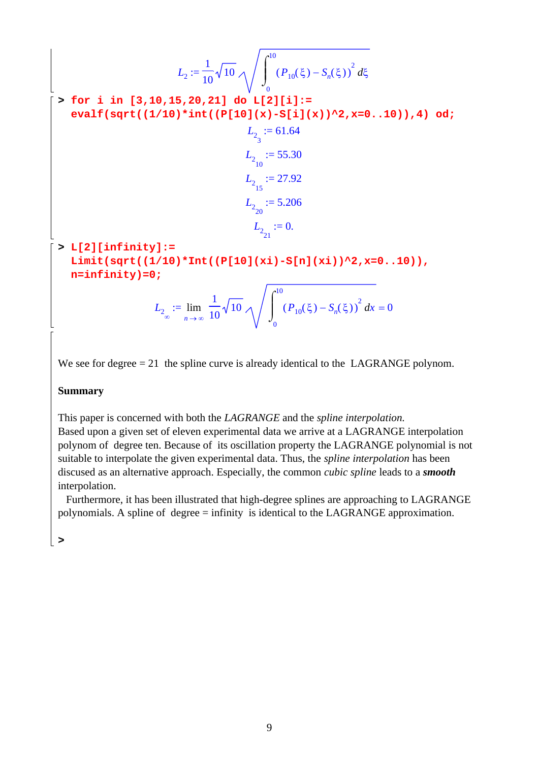$$L_2 := \frac{1}{10}\sqrt{10}\sqrt{\int_0^{10} (P_{10}(\xi) - S_n(\xi))^2 \, d\xi}$$

```
> for i in [3,10,15,20,21] do L[2][i]:=
  evalf(sqrt((1/10)*int((P[10](x)-S[i](x))^2,x=0..10)),4) od;
```

$$L_{2_3} := 61.64$$

$$L_{2_{10}} := 55.30$$

$$L_{2_{15}} := 27.92$$

$$L_{2_{20}} := 5.206$$

$$L_{2_{21}} := 0.$$

```
> L[2][infinity]:=
  Limit(sqrt((1/10)*Int((P[10](xi)-S[n](xi))^2,x=0..10)),
  n=infinity)=0;
```

$$L_{2_\infty} := \lim_{n \to \infty} \frac{1}{10}\sqrt{10}\sqrt{\int_0^{10} (P_{10}(\xi) - S_n(\xi))^2 \, dx} = 0$$

We see for degree = 21 the spline curve is already identical to the LAGRANGE polynom.

**Summary**

This paper is concerned with both the *LAGRANGE* and the *spline interpolation.*
Based upon a given set of eleven experimental data we arrive at a LAGRANGE interpolation polynom of degree ten. Because of its oscillation property the LAGRANGE polynomial is not suitable to interpolate the given experimental data. Thus, the *spline interpolation* has been discused as an alternative approach. Especially, the common *cubic spline* leads to a ***smooth*** interpolation.

Furthermore, it has been illustrated that high-degree splines are approaching to LAGRANGE polynomials. A spline of degree = infinity is identical to the LAGRANGE approximation.

```
>
```